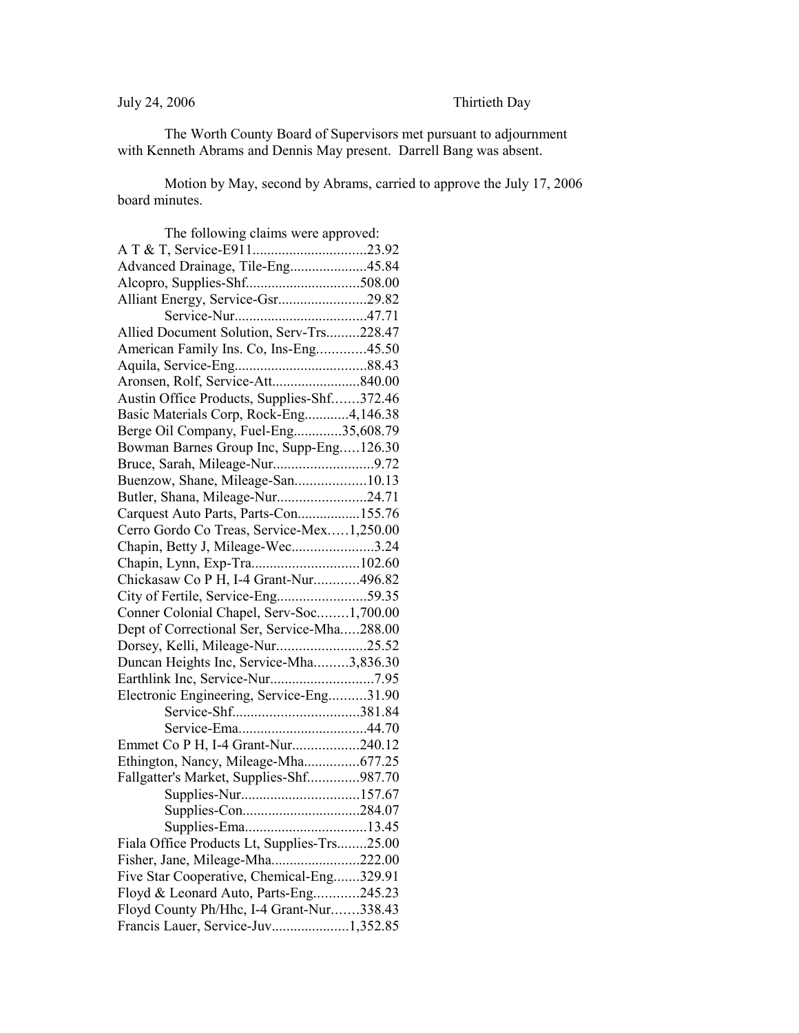July 24, 2006 Thirtieth Day

The Worth County Board of Supervisors met pursuant to adjournment with Kenneth Abrams and Dennis May present. Darrell Bang was absent.

Motion by May, second by Abrams, carried to approve the July 17, 2006 board minutes.

The following claims were approved:

A T & T, Service-E911...............................23.92
Advanced Drainage, Tile-Eng.....................45.84
Alcopro, Supplies-Shf...............................508.00
Alliant Energy, Service-Gsr........................29.82
Service-Nur...................................47.71
Allied Document Solution, Serv-Trs.........228.47
American Family Ins. Co, Ins-Eng.............45.50
Aquila, Service-Eng...................................88.43
Aronsen, Rolf, Service-Att........................840.00
Austin Office Products, Supplies-Shf.......372.46
Basic Materials Corp, Rock-Eng............4,146.38
Berge Oil Company, Fuel-Eng.............35,608.79
Bowman Barnes Group Inc, Supp-Eng.....126.30
Bruce, Sarah, Mileage-Nur...........................9.72
Buenzow, Shane, Mileage-San...................10.13
Butler, Shana, Mileage-Nur........................24.71
Carquest Auto Parts, Parts-Con.................155.76
Cerro Gordo Co Treas, Service-Mex.....1,250.00
Chapin, Betty J, Mileage-Wec......................3.24
Chapin, Lynn, Exp-Tra.............................102.60
Chickasaw Co P H, I-4 Grant-Nur............496.82
City of Fertile, Service-Eng........................59.35
Conner Colonial Chapel, Serv-Soc........1,700.00
Dept of Correctional Ser, Service-Mha.....288.00
Dorsey, Kelli, Mileage-Nur........................25.52
Duncan Heights Inc, Service-Mha.........3,836.30
Earthlink Inc, Service-Nur...........................7.95
Electronic Engineering, Service-Eng..........31.90
Service-Shf..................................381.84
Service-Ema..................................44.70
Emmet Co P H, I-4 Grant-Nur..................240.12
Ethington, Nancy, Mileage-Mha...............677.25
Fallgatter's Market, Supplies-Shf..............987.70
Supplies-Nur................................157.67
Supplies-Con................................284.07
Supplies-Ema.................................13.45
Fiala Office Products Lt, Supplies-Trs........25.00
Fisher, Jane, Mileage-Mha.......................222.00
Five Star Cooperative, Chemical-Eng.......329.91
Floyd & Leonard Auto, Parts-Eng............245.23
Floyd County Ph/Hhc, I-4 Grant-Nur.......338.43
Francis Lauer, Service-Juv.....................1,352.85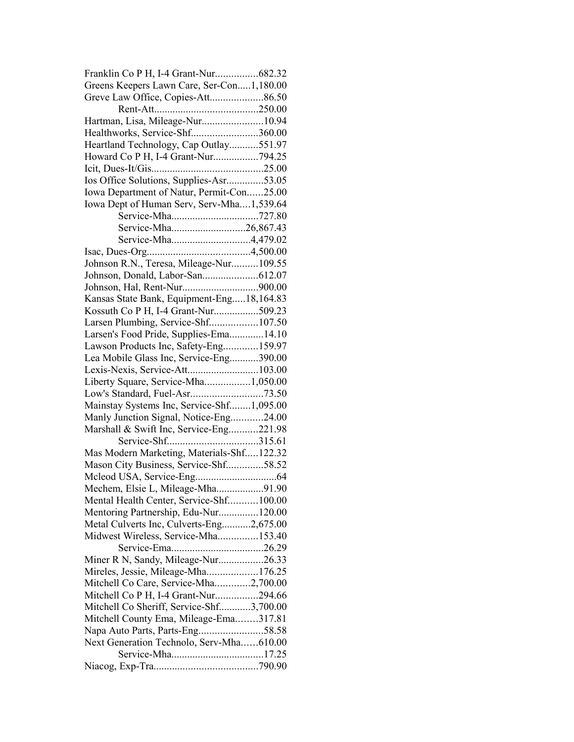Franklin Co P H, I-4 Grant-Nur................682.32
Greens Keepers Lawn Care, Ser-Con.....1,180.00
Greve Law Office, Copies-Att....................86.50
Rent-Att.......................................250.00
Hartman, Lisa, Mileage-Nur.......................10.94
Healthworks, Service-Shf.........................360.00
Heartland Technology, Cap Outlay...........551.97
Howard Co P H, I-4 Grant-Nur.................794.25
Icit, Dues-It/Gis..........................................25.00
Ios Office Solutions, Supplies-Asr..............53.05
Iowa Department of Natur, Permit-Con......25.00
Iowa Dept of Human Serv, Serv-Mha....1,539.64
Service-Mha................................727.80
Service-Mha...........................26,867.43
Service-Mha.............................4,479.02
Isac, Dues-Org.......................................4,500.00
Johnson R.N., Teresa, Mileage-Nur..........109.55
Johnson, Donald, Labor-San.....................612.07
Johnson, Hal, Rent-Nur............................900.00
Kansas State Bank, Equipment-Eng.....18,164.83
Kossuth Co P H, I-4 Grant-Nur.................509.23
Larsen Plumbing, Service-Shf..................107.50
Larsen's Food Pride, Supplies-Ema.............14.10
Lawson Products Inc, Safety-Eng.............159.97
Lea Mobile Glass Inc, Service-Eng...........390.00
Lexis-Nexis, Service-Att..........................103.00
Liberty Square, Service-Mha.................1,050.00
Low's Standard, Fuel-Asr...........................73.50
Mainstay Systems Inc, Service-Shf........1,095.00
Manly Junction Signal, Notice-Eng............24.00
Marshall & Swift Inc, Service-Eng...........221.98
Service-Shf..................................315.61
Mas Modern Marketing, Materials-Shf.....122.32
Mason City Business, Service-Shf..............58.52
Mcleod USA, Service-Eng...............................64
Mechem, Elsie L, Mileage-Mha..................91.90
Mental Health Center, Service-Shf...........100.00
Mentoring Partnership, Edu-Nur...............120.00
Metal Culverts Inc, Culverts-Eng...........2,675.00
Midwest Wireless, Service-Mha...............153.40
Service-Ema..................................26.29
Miner R N, Sandy, Mileage-Nur.................26.33
Mireles, Jessie, Mileage-Mha...................176.25
Mitchell Co Care, Service-Mha.............2,700.00
Mitchell Co P H, I-4 Grant-Nur................294.66
Mitchell Co Sheriff, Service-Shf............3,700.00
Mitchell County Ema, Mileage-Ema........317.81
Napa Auto Parts, Parts-Eng........................58.58
Next Generation Technolo, Serv-Mha......610.00
Service-Mha..................................17.25
Niacog, Exp-Tra......................................790.90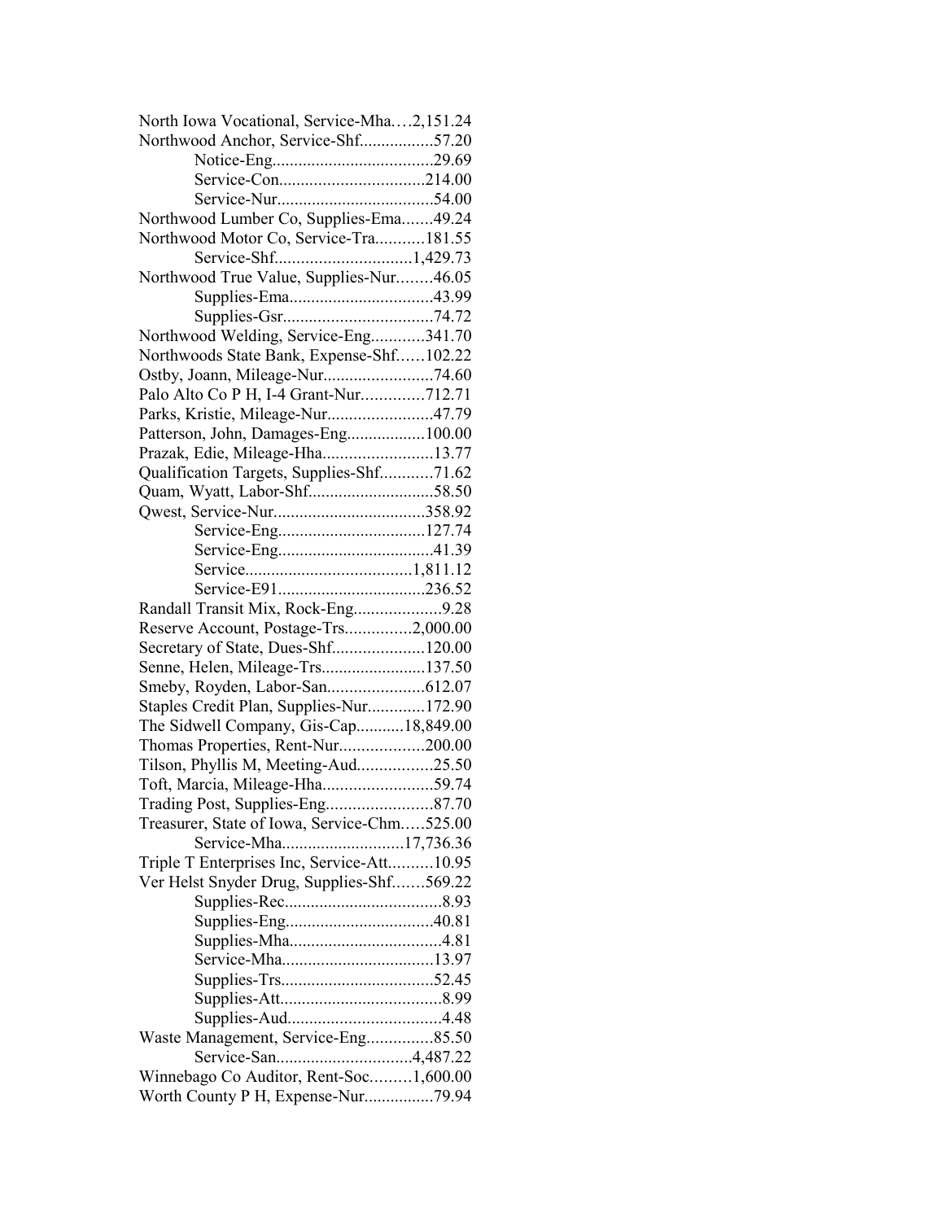North Iowa Vocational, Service-Mha….2,151.24
Northwood Anchor, Service-Shf.................57.20
Notice-Eng.....................................29.69
Service-Con.................................214.00
Service-Nur....................................54.00
Northwood Lumber Co, Supplies-Ema.......49.24
Northwood Motor Co, Service-Tra...........181.55
Service-Shf...............................1,429.73
Northwood True Value, Supplies-Nur........46.05
Supplies-Ema.................................43.99
Supplies-Gsr..................................74.72
Northwood Welding, Service-Eng............341.70
Northwoods State Bank, Expense-Shf……102.22
Ostby, Joann, Mileage-Nur.........................74.60
Palo Alto Co P H, I-4 Grant-Nur..............712.71
Parks, Kristie, Mileage-Nur........................47.79
Patterson, John, Damages-Eng..................100.00
Prazak, Edie, Mileage-Hha.........................13.77
Qualification Targets, Supplies-Shf............71.62
Quam, Wyatt, Labor-Shf............................58.50
Qwest, Service-Nur...................................358.92
Service-Eng.................................127.74
Service-Eng....................................41.39
Service......................................1,811.12
Service-E91.................................236.52
Randall Transit Mix, Rock-Eng....................9.28
Reserve Account, Postage-Trs...............2,000.00
Secretary of State, Dues-Shf.....................120.00
Senne, Helen, Mileage-Trs........................137.50
Smeby, Royden, Labor-San......................612.07
Staples Credit Plan, Supplies-Nur.............172.90
The Sidwell Company, Gis-Cap...........18,849.00
Thomas Properties, Rent-Nur...................200.00
Tilson, Phyllis M, Meeting-Aud.................25.50
Toft, Marcia, Mileage-Hha.........................59.74
Trading Post, Supplies-Eng........................87.70
Treasurer, State of Iowa, Service-Chm…..525.00
Service-Mha...........................17,736.36
Triple T Enterprises Inc, Service-Att..........10.95
Ver Helst Snyder Drug, Supplies-Shf…….569.22
Supplies-Rec....................................8.93
Supplies-Eng.................................40.81
Supplies-Mha..................................4.81
Service-Mha..................................13.97
Supplies-Trs..................................52.45
Supplies-Att....................................8.99
Supplies-Aud...................................4.48
Waste Management, Service-Eng...............85.50
Service-San..............................4,487.22
Winnebago Co Auditor, Rent-Soc.........1,600.00
Worth County P H, Expense-Nur................79.94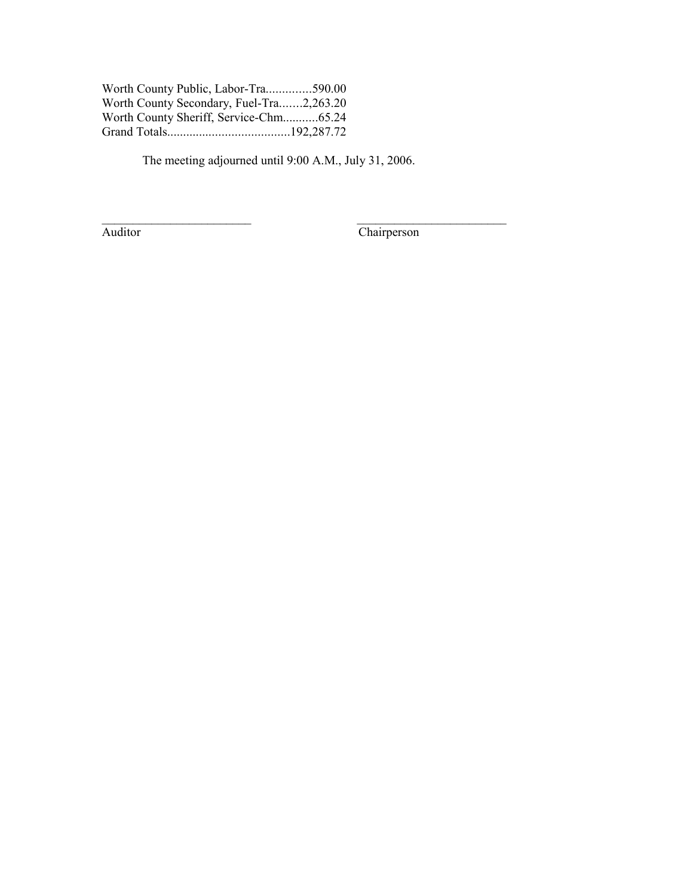Worth County Public, Labor-Tra..............590.00
Worth County Secondary, Fuel-Tra.......2,263.20
Worth County Sheriff, Service-Chm...........65.24
Grand Totals......................................192,287.72

The meeting adjourned until 9:00 A.M., July 31, 2006.

________________________ ________________________
Auditor Chairperson